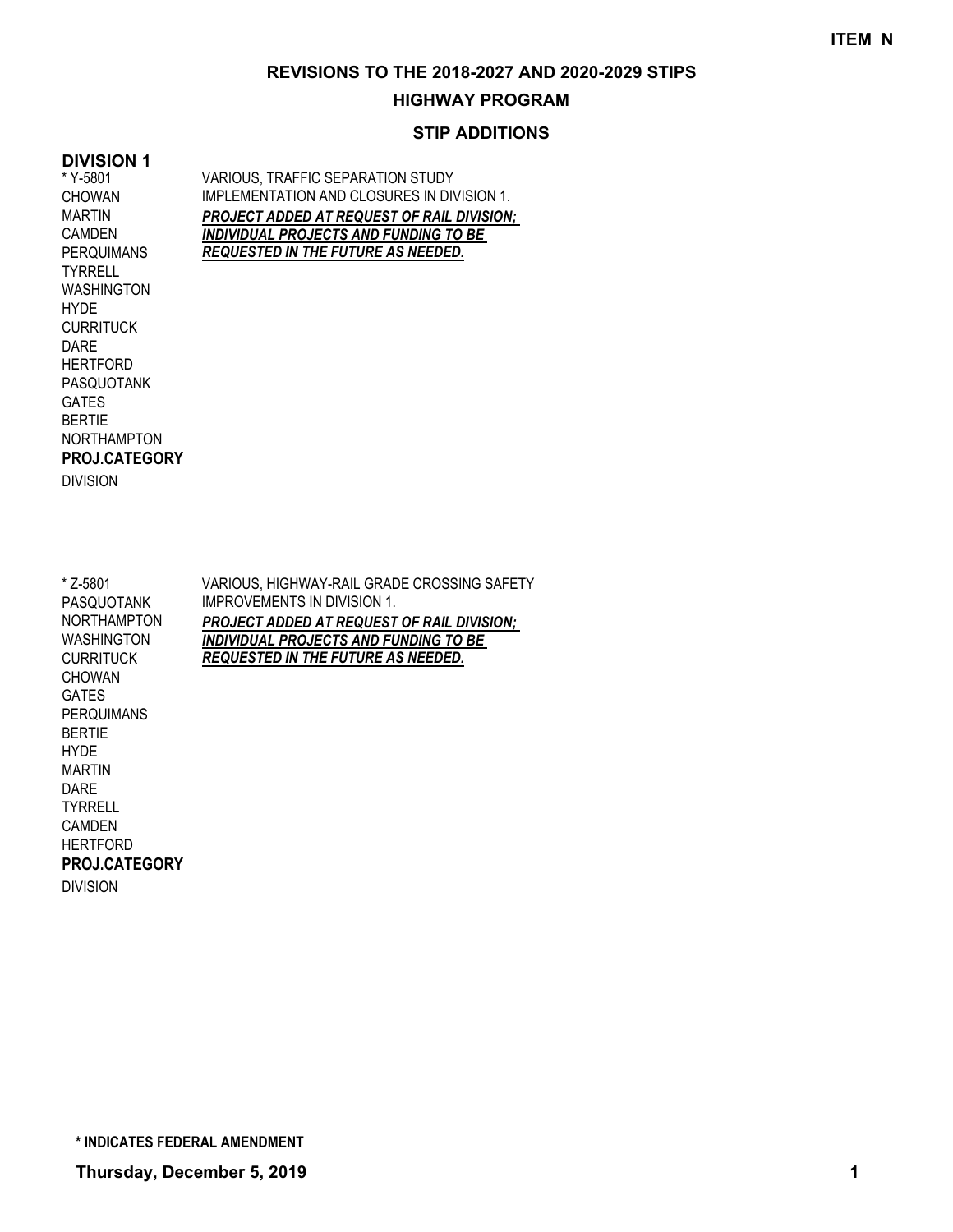ITEM N

# REVISIONS TO THE 2018-2027 AND 2020-2029 STIPS

## HIGHWAY PROGRAM

### STIP ADDITIONS

**DIVISION 1**

* Y-5801
CHOWAN
MARTIN
CAMDEN
PERQUIMANS
TYRRELL
WASHINGTON
HYDE
CURRITUCK
DARE
HERTFORD
PASQUOTANK
GATES
BERTIE
NORTHAMPTON

**PROJ.CATEGORY**
DIVISION

VARIOUS, TRAFFIC SEPARATION STUDY IMPLEMENTATION AND CLOSURES IN DIVISION 1.
***PROJECT ADDED AT REQUEST OF RAIL DIVISION; INDIVIDUAL PROJECTS AND FUNDING TO BE REQUESTED IN THE FUTURE AS NEEDED.***

* Z-5801
PASQUOTANK
NORTHAMPTON
WASHINGTON
CURRITUCK
CHOWAN
GATES
PERQUIMANS
BERTIE
HYDE
MARTIN
DARE
TYRRELL
CAMDEN
HERTFORD

**PROJ.CATEGORY**
DIVISION

VARIOUS, HIGHWAY-RAIL GRADE CROSSING SAFETY IMPROVEMENTS IN DIVISION 1.
***PROJECT ADDED AT REQUEST OF RAIL DIVISION; INDIVIDUAL PROJECTS AND FUNDING TO BE REQUESTED IN THE FUTURE AS NEEDED.***

**\* INDICATES FEDERAL AMENDMENT**

**Thursday, December 5, 2019**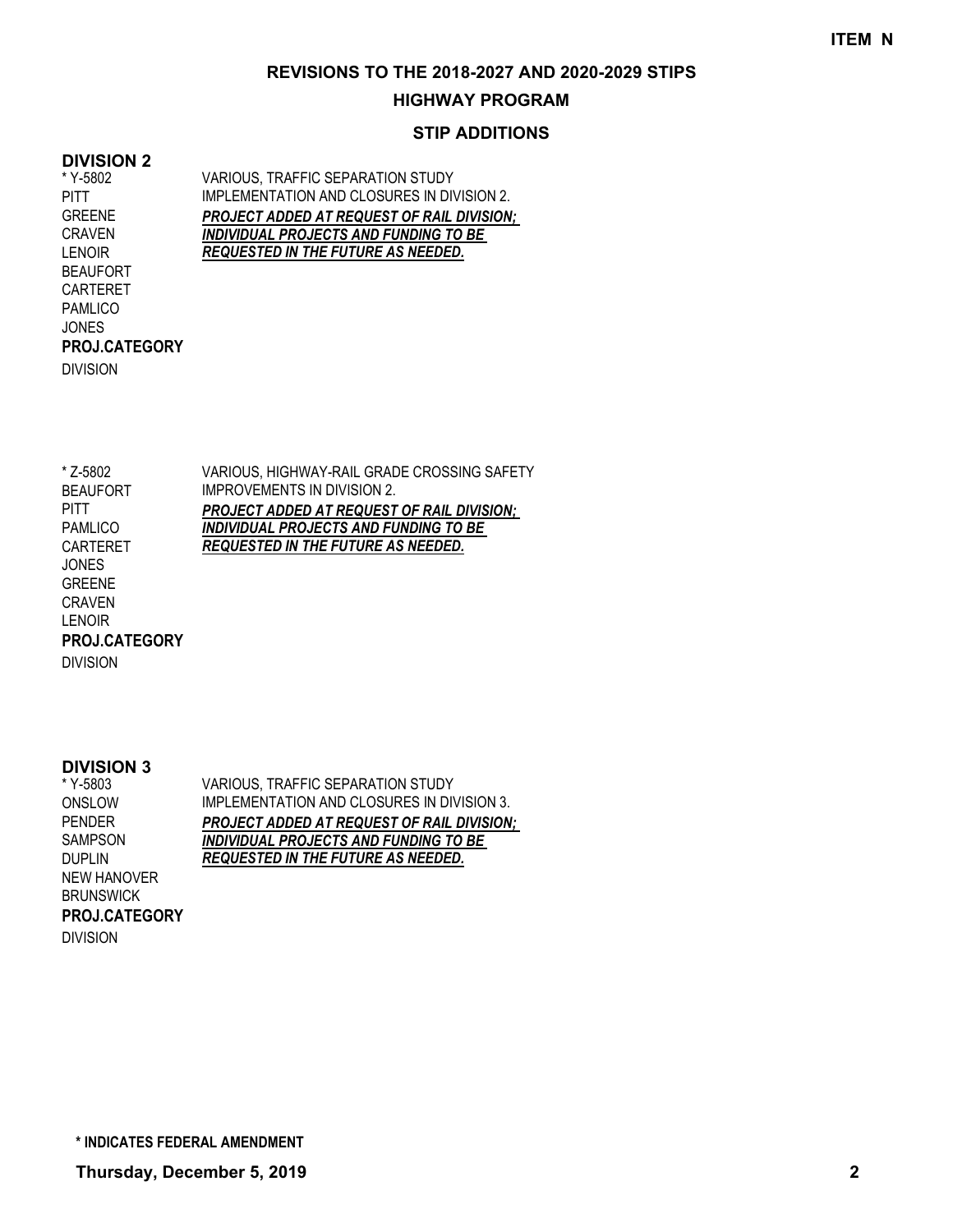ITEM N

# REVISIONS TO THE 2018-2027 AND 2020-2029 STIPS

## HIGHWAY PROGRAM

### STIP ADDITIONS

## DIVISION 2

| | |
|---|---|
| * Y-5802<br>PITT<br>GREENE<br>CRAVEN<br>LENOIR<br>BEAUFORT<br>CARTERET<br>PAMLICO<br>JONES<br>**PROJ.CATEGORY**<br>DIVISION | VARIOUS, TRAFFIC SEPARATION STUDY IMPLEMENTATION AND CLOSURES IN DIVISION 2.<br>***PROJECT ADDED AT REQUEST OF RAIL DIVISION; INDIVIDUAL PROJECTS AND FUNDING TO BE REQUESTED IN THE FUTURE AS NEEDED.*** |
| * Z-5802<br>BEAUFORT<br>PITT<br>PAMLICO<br>CARTERET<br>JONES<br>GREENE<br>CRAVEN<br>LENOIR<br>**PROJ.CATEGORY**<br>DIVISION | VARIOUS, HIGHWAY-RAIL GRADE CROSSING SAFETY IMPROVEMENTS IN DIVISION 2.<br>***PROJECT ADDED AT REQUEST OF RAIL DIVISION; INDIVIDUAL PROJECTS AND FUNDING TO BE REQUESTED IN THE FUTURE AS NEEDED.*** |

## DIVISION 3

| | |
|---|---|
| * Y-5803<br>ONSLOW<br>PENDER<br>SAMPSON<br>DUPLIN<br>NEW HANOVER<br>BRUNSWICK<br>**PROJ.CATEGORY**<br>DIVISION | VARIOUS, TRAFFIC SEPARATION STUDY IMPLEMENTATION AND CLOSURES IN DIVISION 3.<br>***PROJECT ADDED AT REQUEST OF RAIL DIVISION; INDIVIDUAL PROJECTS AND FUNDING TO BE REQUESTED IN THE FUTURE AS NEEDED.*** |

**\* INDICATES FEDERAL AMENDMENT**

**Thursday, December 5, 2019**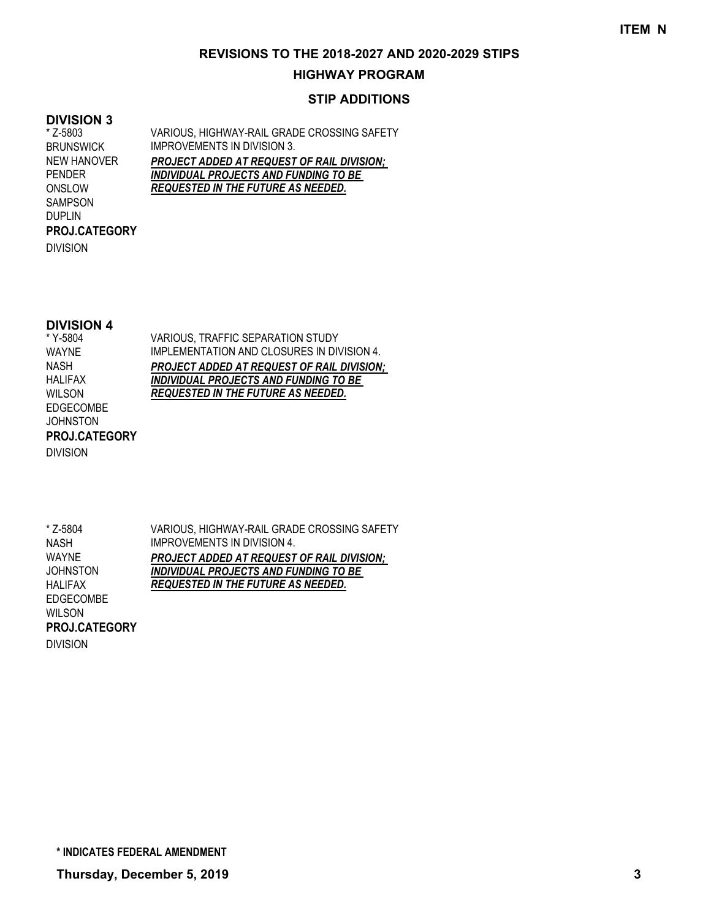**ITEM N**

# REVISIONS TO THE 2018-2027 AND 2020-2029 STIPS

## HIGHWAY PROGRAM

### STIP ADDITIONS

**DIVISION 3**

* Z-5803
BRUNSWICK
NEW HANOVER
PENDER
ONSLOW
SAMPSON
DUPLIN
**PROJ.CATEGORY**
DIVISION

VARIOUS, HIGHWAY-RAIL GRADE CROSSING SAFETY IMPROVEMENTS IN DIVISION 3.
***PROJECT ADDED AT REQUEST OF RAIL DIVISION; INDIVIDUAL PROJECTS AND FUNDING TO BE REQUESTED IN THE FUTURE AS NEEDED.***

**DIVISION 4**

* Y-5804
WAYNE
NASH
HALIFAX
WILSON
EDGECOMBE
JOHNSTON
**PROJ.CATEGORY**
DIVISION

VARIOUS, TRAFFIC SEPARATION STUDY IMPLEMENTATION AND CLOSURES IN DIVISION 4.
***PROJECT ADDED AT REQUEST OF RAIL DIVISION; INDIVIDUAL PROJECTS AND FUNDING TO BE REQUESTED IN THE FUTURE AS NEEDED.***

* Z-5804
NASH
WAYNE
JOHNSTON
HALIFAX
EDGECOMBE
WILSON
**PROJ.CATEGORY**
DIVISION

VARIOUS, HIGHWAY-RAIL GRADE CROSSING SAFETY IMPROVEMENTS IN DIVISION 4.
***PROJECT ADDED AT REQUEST OF RAIL DIVISION; INDIVIDUAL PROJECTS AND FUNDING TO BE REQUESTED IN THE FUTURE AS NEEDED.***

**\* INDICATES FEDERAL AMENDMENT**

**Thursday, December 5, 2019**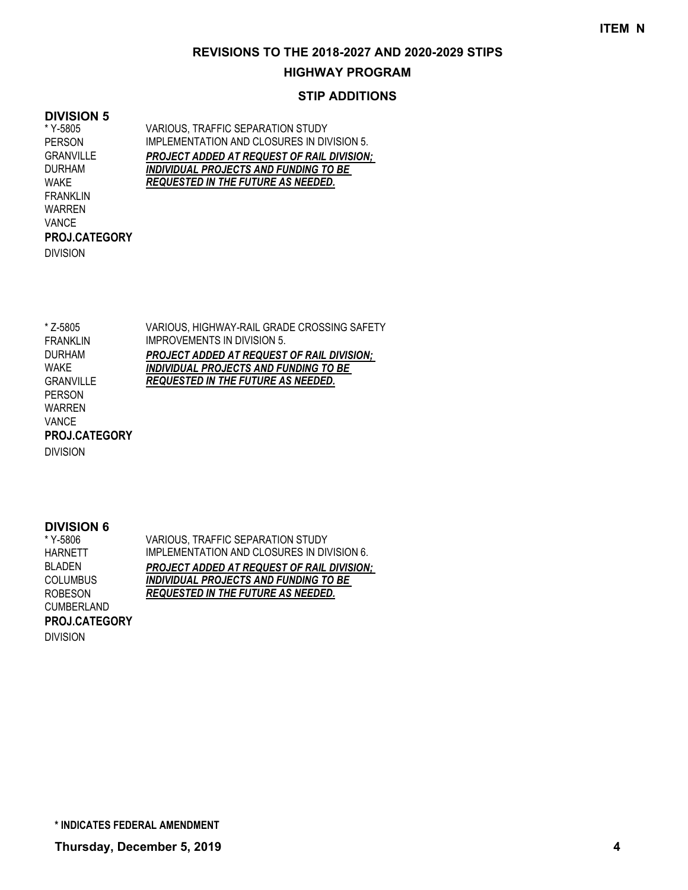**ITEM N**

# REVISIONS TO THE 2018-2027 AND 2020-2029 STIPS

## HIGHWAY PROGRAM

### STIP ADDITIONS

## DIVISION 5

| | |
|---|---|
| * Y-5805 | VARIOUS, TRAFFIC SEPARATION STUDY |
| PERSON | IMPLEMENTATION AND CLOSURES IN DIVISION 5. |
| GRANVILLE | ***PROJECT ADDED AT REQUEST OF RAIL DIVISION;*** |
| DURHAM | ***INDIVIDUAL PROJECTS AND FUNDING TO BE*** |
| WAKE | ***REQUESTED IN THE FUTURE AS NEEDED.*** |
| FRANKLIN | |
| WARREN | |
| VANCE | |
| **PROJ.CATEGORY** | |
| DIVISION | |

| | |
|---|---|
| * Z-5805 | VARIOUS, HIGHWAY-RAIL GRADE CROSSING SAFETY |
| FRANKLIN | IMPROVEMENTS IN DIVISION 5. |
| DURHAM | ***PROJECT ADDED AT REQUEST OF RAIL DIVISION;*** |
| WAKE | ***INDIVIDUAL PROJECTS AND FUNDING TO BE*** |
| GRANVILLE | ***REQUESTED IN THE FUTURE AS NEEDED.*** |
| PERSON | |
| WARREN | |
| VANCE | |
| **PROJ.CATEGORY** | |
| DIVISION | |

## DIVISION 6

| | |
|---|---|
| * Y-5806 | VARIOUS, TRAFFIC SEPARATION STUDY |
| HARNETT | IMPLEMENTATION AND CLOSURES IN DIVISION 6. |
| BLADEN | ***PROJECT ADDED AT REQUEST OF RAIL DIVISION;*** |
| COLUMBUS | ***INDIVIDUAL PROJECTS AND FUNDING TO BE*** |
| ROBESON | ***REQUESTED IN THE FUTURE AS NEEDED.*** |
| CUMBERLAND | |
| **PROJ.CATEGORY** | |
| DIVISION | |

**\* INDICATES FEDERAL AMENDMENT**

**Thursday, December 5, 2019**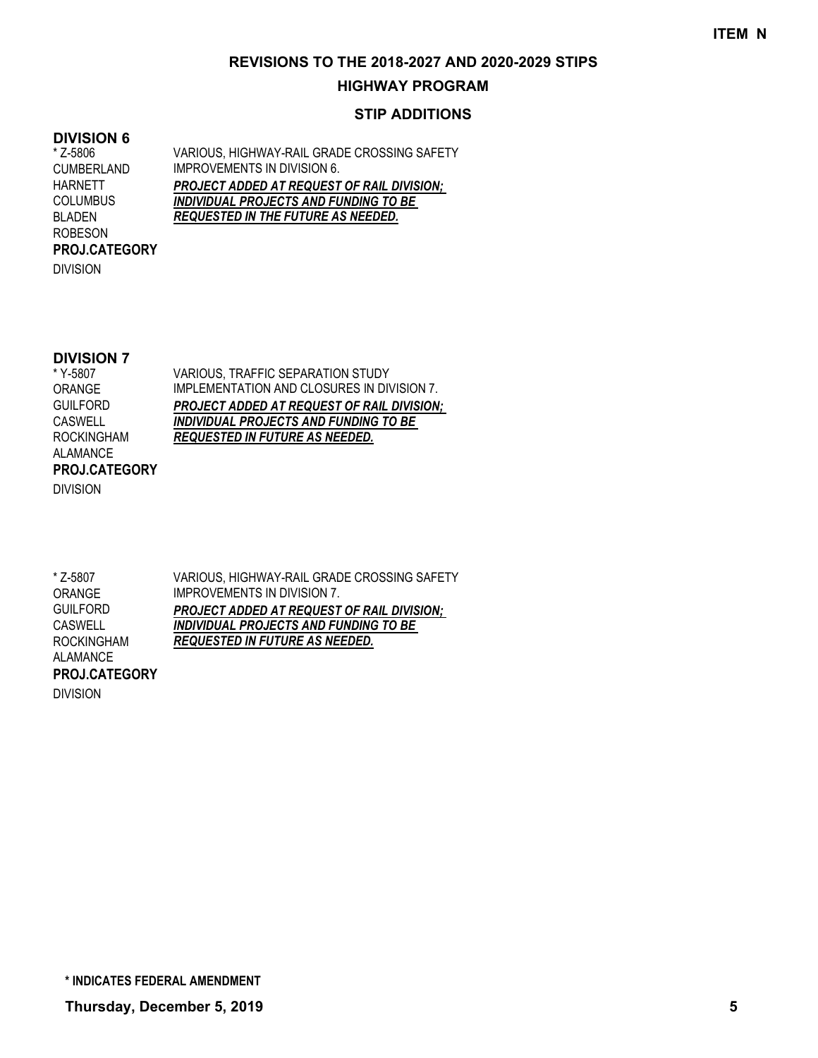ITEM N

# REVISIONS TO THE 2018-2027 AND 2020-2029 STIPS

## HIGHWAY PROGRAM

### STIP ADDITIONS

## DIVISION 6

| | |
|---|---|
| * Z-5806 | VARIOUS, HIGHWAY-RAIL GRADE CROSSING SAFETY |
| CUMBERLAND | IMPROVEMENTS IN DIVISION 6. |
| HARNETT | ***PROJECT ADDED AT REQUEST OF RAIL DIVISION;*** |
| COLUMBUS | ***INDIVIDUAL PROJECTS AND FUNDING TO BE*** |
| BLADEN | ***REQUESTED IN THE FUTURE AS NEEDED.*** |
| ROBESON | |
| **PROJ.CATEGORY** | |
| DIVISION | |

## DIVISION 7

| | |
|---|---|
| * Y-5807 | VARIOUS, TRAFFIC SEPARATION STUDY |
| ORANGE | IMPLEMENTATION AND CLOSURES IN DIVISION 7. |
| GUILFORD | ***PROJECT ADDED AT REQUEST OF RAIL DIVISION;*** |
| CASWELL | ***INDIVIDUAL PROJECTS AND FUNDING TO BE*** |
| ROCKINGHAM | ***REQUESTED IN FUTURE AS NEEDED.*** |
| ALAMANCE | |
| **PROJ.CATEGORY** | |
| DIVISION | |

| | |
|---|---|
| * Z-5807 | VARIOUS, HIGHWAY-RAIL GRADE CROSSING SAFETY |
| ORANGE | IMPROVEMENTS IN DIVISION 7. |
| GUILFORD | ***PROJECT ADDED AT REQUEST OF RAIL DIVISION;*** |
| CASWELL | ***INDIVIDUAL PROJECTS AND FUNDING TO BE*** |
| ROCKINGHAM | ***REQUESTED IN FUTURE AS NEEDED.*** |
| ALAMANCE | |
| **PROJ.CATEGORY** | |
| DIVISION | |

**\* INDICATES FEDERAL AMENDMENT**

**Thursday, December 5, 2019**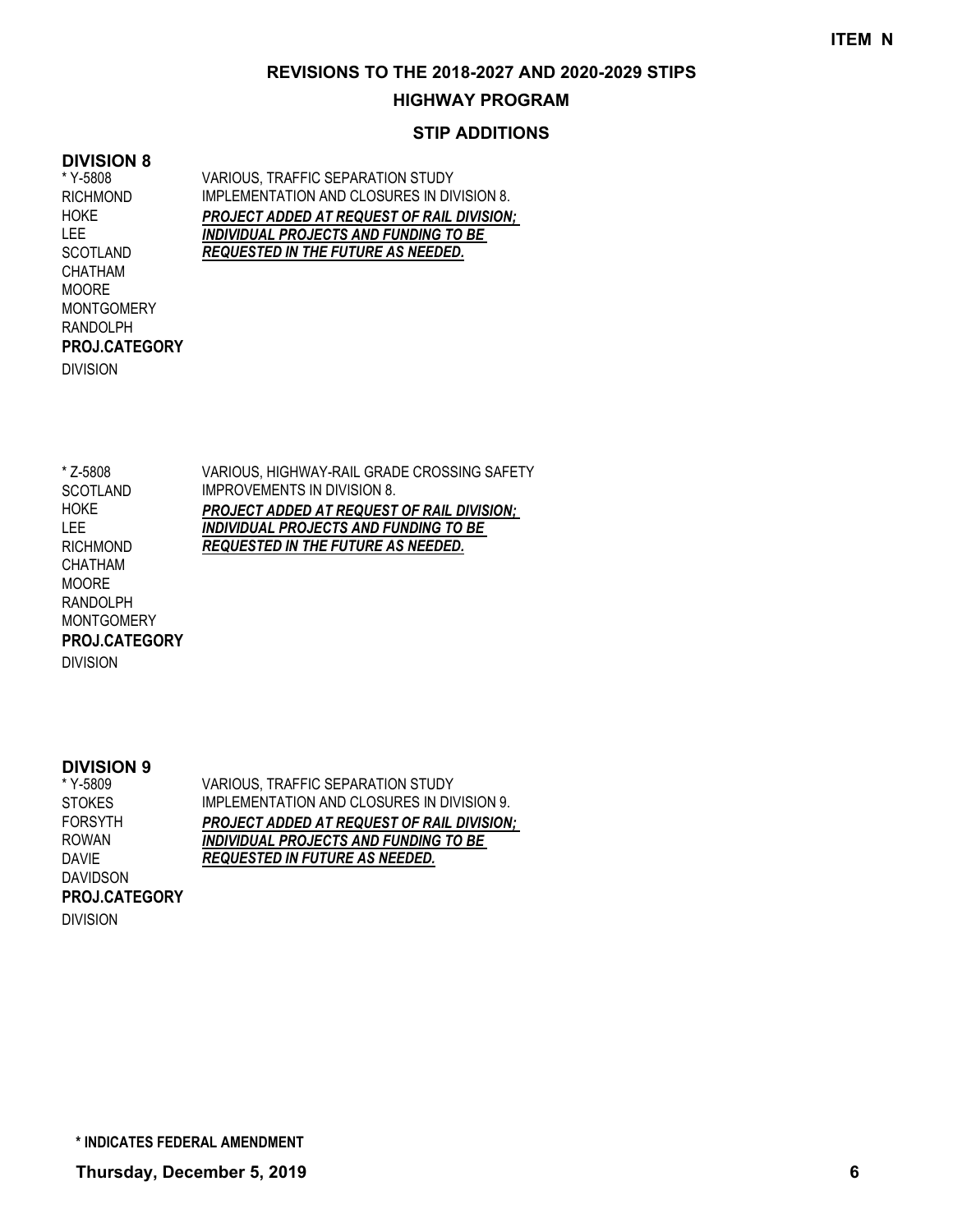ITEM N

# REVISIONS TO THE 2018-2027 AND 2020-2029 STIPS

## HIGHWAY PROGRAM

### STIP ADDITIONS

**DIVISION 8**

| | |
|---|---|
| * Y-5808 | VARIOUS, TRAFFIC SEPARATION STUDY |
| RICHMOND | IMPLEMENTATION AND CLOSURES IN DIVISION 8. |
| HOKE | ***PROJECT ADDED AT REQUEST OF RAIL DIVISION;*** |
| LEE | ***INDIVIDUAL PROJECTS AND FUNDING TO BE*** |
| SCOTLAND | ***REQUESTED IN THE FUTURE AS NEEDED.*** |
| CHATHAM | |
| MOORE | |
| MONTGOMERY | |
| RANDOLPH | |
| **PROJ.CATEGORY** | |
| DIVISION | |

| | |
|---|---|
| * Z-5808 | VARIOUS, HIGHWAY-RAIL GRADE CROSSING SAFETY |
| SCOTLAND | IMPROVEMENTS IN DIVISION 8. |
| HOKE | ***PROJECT ADDED AT REQUEST OF RAIL DIVISION;*** |
| LEE | ***INDIVIDUAL PROJECTS AND FUNDING TO BE*** |
| RICHMOND | ***REQUESTED IN THE FUTURE AS NEEDED.*** |
| CHATHAM | |
| MOORE | |
| RANDOLPH | |
| MONTGOMERY | |
| **PROJ.CATEGORY** | |
| DIVISION | |

**DIVISION 9**

| | |
|---|---|
| * Y-5809 | VARIOUS, TRAFFIC SEPARATION STUDY |
| STOKES | IMPLEMENTATION AND CLOSURES IN DIVISION 9. |
| FORSYTH | ***PROJECT ADDED AT REQUEST OF RAIL DIVISION;*** |
| ROWAN | ***INDIVIDUAL PROJECTS AND FUNDING TO BE*** |
| DAVIE | ***REQUESTED IN FUTURE AS NEEDED.*** |
| DAVIDSON | |
| **PROJ.CATEGORY** | |
| DIVISION | |

**\* INDICATES FEDERAL AMENDMENT**

**Thursday, December 5, 2019**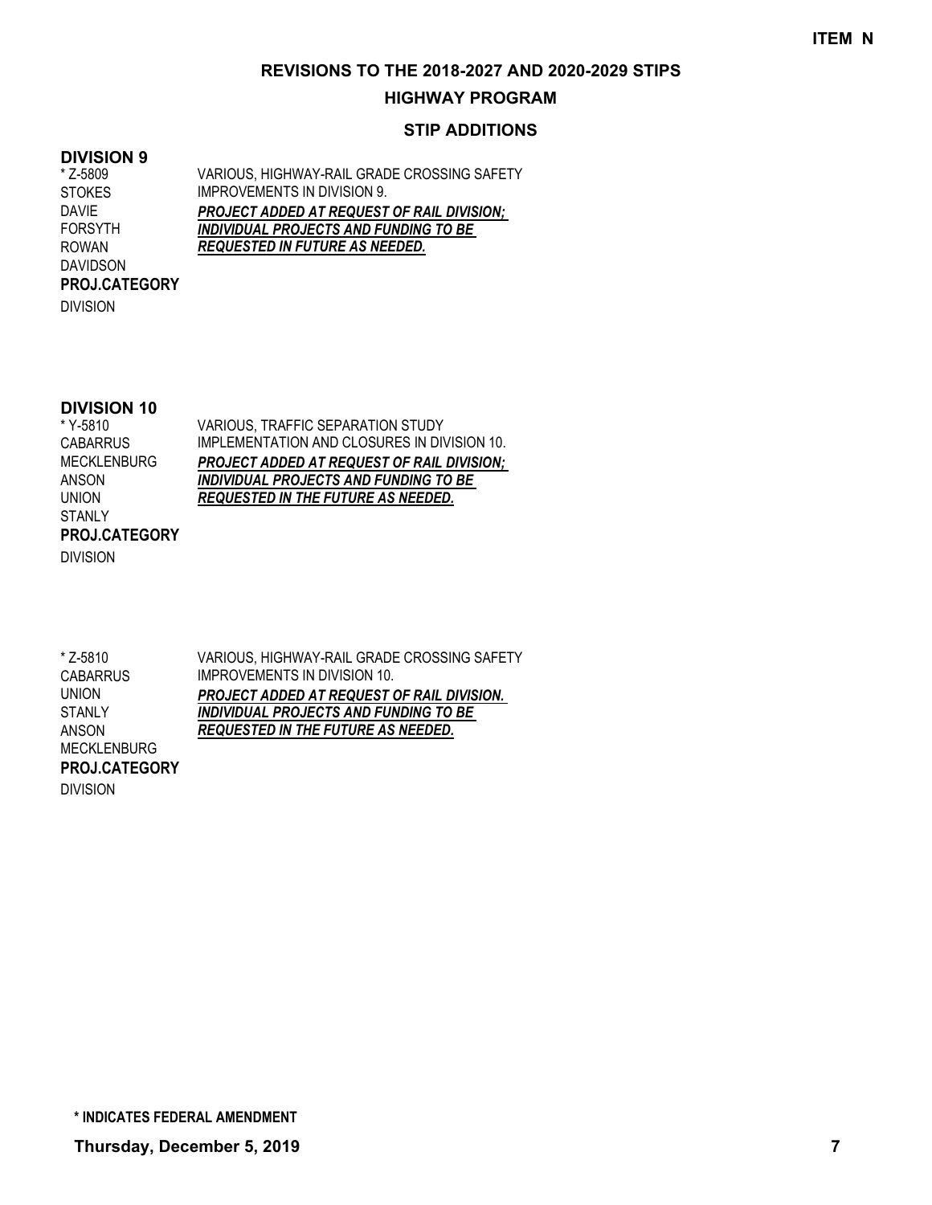**ITEM N**

## REVISIONS TO THE 2018-2027 AND 2020-2029 STIPS

## HIGHWAY PROGRAM

### STIP ADDITIONS

### DIVISION 9

| | |
|---|---|
| * Z-5809 | VARIOUS, HIGHWAY-RAIL GRADE CROSSING SAFETY |
| STOKES | IMPROVEMENTS IN DIVISION 9. |
| DAVIE | ***PROJECT ADDED AT REQUEST OF RAIL DIVISION;*** |
| FORSYTH | ***INDIVIDUAL PROJECTS AND FUNDING TO BE*** |
| ROWAN | ***REQUESTED IN FUTURE AS NEEDED.*** |
| DAVIDSON | |
| **PROJ.CATEGORY** | |
| DIVISION | |

### DIVISION 10

| | |
|---|---|
| * Y-5810 | VARIOUS, TRAFFIC SEPARATION STUDY |
| CABARRUS | IMPLEMENTATION AND CLOSURES IN DIVISION 10. |
| MECKLENBURG | ***PROJECT ADDED AT REQUEST OF RAIL DIVISION;*** |
| ANSON | ***INDIVIDUAL PROJECTS AND FUNDING TO BE*** |
| UNION | ***REQUESTED IN THE FUTURE AS NEEDED.*** |
| STANLY | |
| **PROJ.CATEGORY** | |
| DIVISION | |

| | |
|---|---|
| * Z-5810 | VARIOUS, HIGHWAY-RAIL GRADE CROSSING SAFETY |
| CABARRUS | IMPROVEMENTS IN DIVISION 10. |
| UNION | ***PROJECT ADDED AT REQUEST OF RAIL DIVISION.*** |
| STANLY | ***INDIVIDUAL PROJECTS AND FUNDING TO BE*** |
| ANSON | ***REQUESTED IN THE FUTURE AS NEEDED.*** |
| MECKLENBURG | |
| **PROJ.CATEGORY** | |
| DIVISION | |

**\* INDICATES FEDERAL AMENDMENT**

**Thursday, December 5, 2019**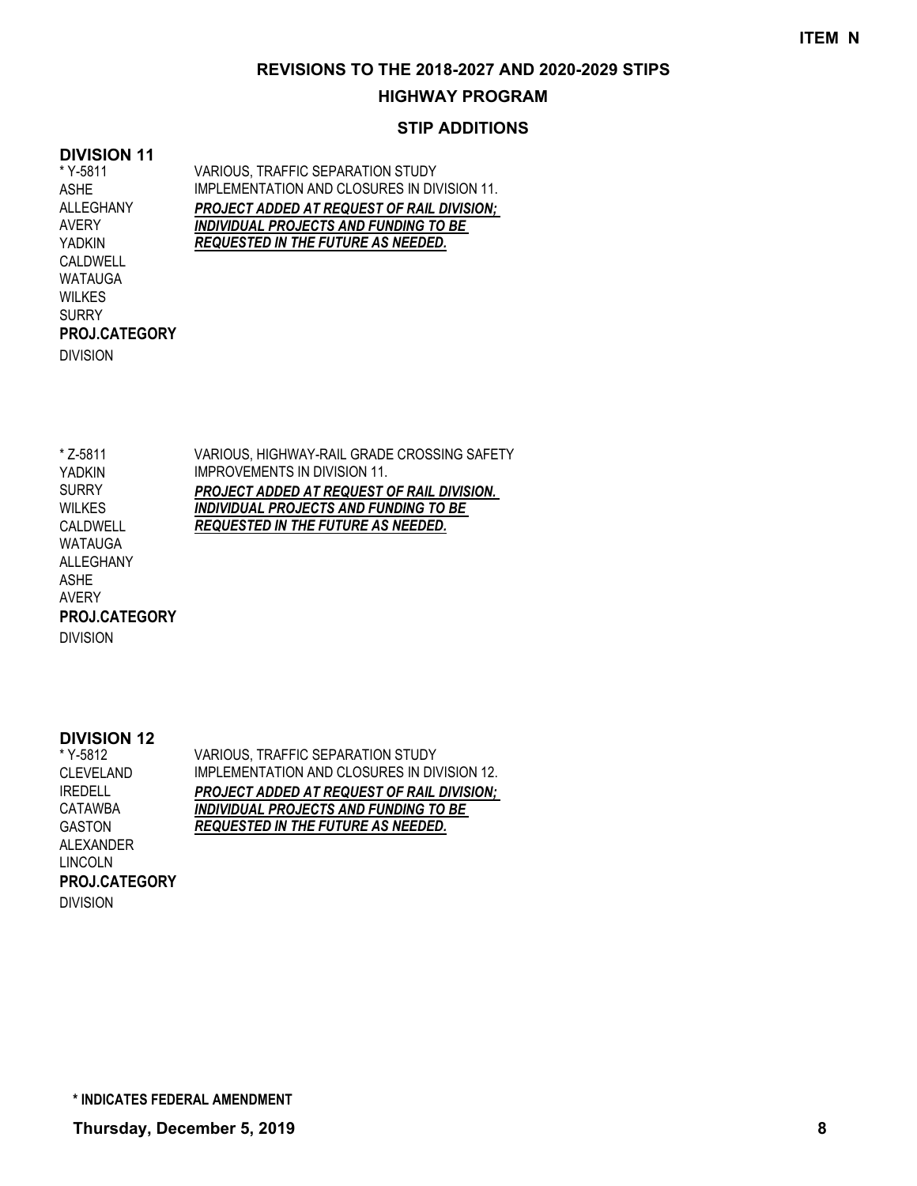**ITEM N**

## REVISIONS TO THE 2018-2027 AND 2020-2029 STIPS

### HIGHWAY PROGRAM

### STIP ADDITIONS

### DIVISION 11

| | |
|---|---|
| * Y-5811<br>ASHE<br>ALLEGHANY<br>AVERY<br>YADKIN<br>CALDWELL<br>WATAUGA<br>WILKES<br>SURRY<br>**PROJ.CATEGORY**<br>DIVISION | VARIOUS, TRAFFIC SEPARATION STUDY IMPLEMENTATION AND CLOSURES IN DIVISION 11.<br>***PROJECT ADDED AT REQUEST OF RAIL DIVISION; INDIVIDUAL PROJECTS AND FUNDING TO BE REQUESTED IN THE FUTURE AS NEEDED.*** |
| * Z-5811<br>YADKIN<br>SURRY<br>WILKES<br>CALDWELL<br>WATAUGA<br>ALLEGHANY<br>ASHE<br>AVERY<br>**PROJ.CATEGORY**<br>DIVISION | VARIOUS, HIGHWAY-RAIL GRADE CROSSING SAFETY IMPROVEMENTS IN DIVISION 11.<br>***PROJECT ADDED AT REQUEST OF RAIL DIVISION. INDIVIDUAL PROJECTS AND FUNDING TO BE REQUESTED IN THE FUTURE AS NEEDED.*** |

### DIVISION 12

| | |
|---|---|
| * Y-5812<br>CLEVELAND<br>IREDELL<br>CATAWBA<br>GASTON<br>ALEXANDER<br>LINCOLN<br>**PROJ.CATEGORY**<br>DIVISION | VARIOUS, TRAFFIC SEPARATION STUDY IMPLEMENTATION AND CLOSURES IN DIVISION 12.<br>***PROJECT ADDED AT REQUEST OF RAIL DIVISION; INDIVIDUAL PROJECTS AND FUNDING TO BE REQUESTED IN THE FUTURE AS NEEDED.*** |

**\* INDICATES FEDERAL AMENDMENT**

**Thursday, December 5, 2019**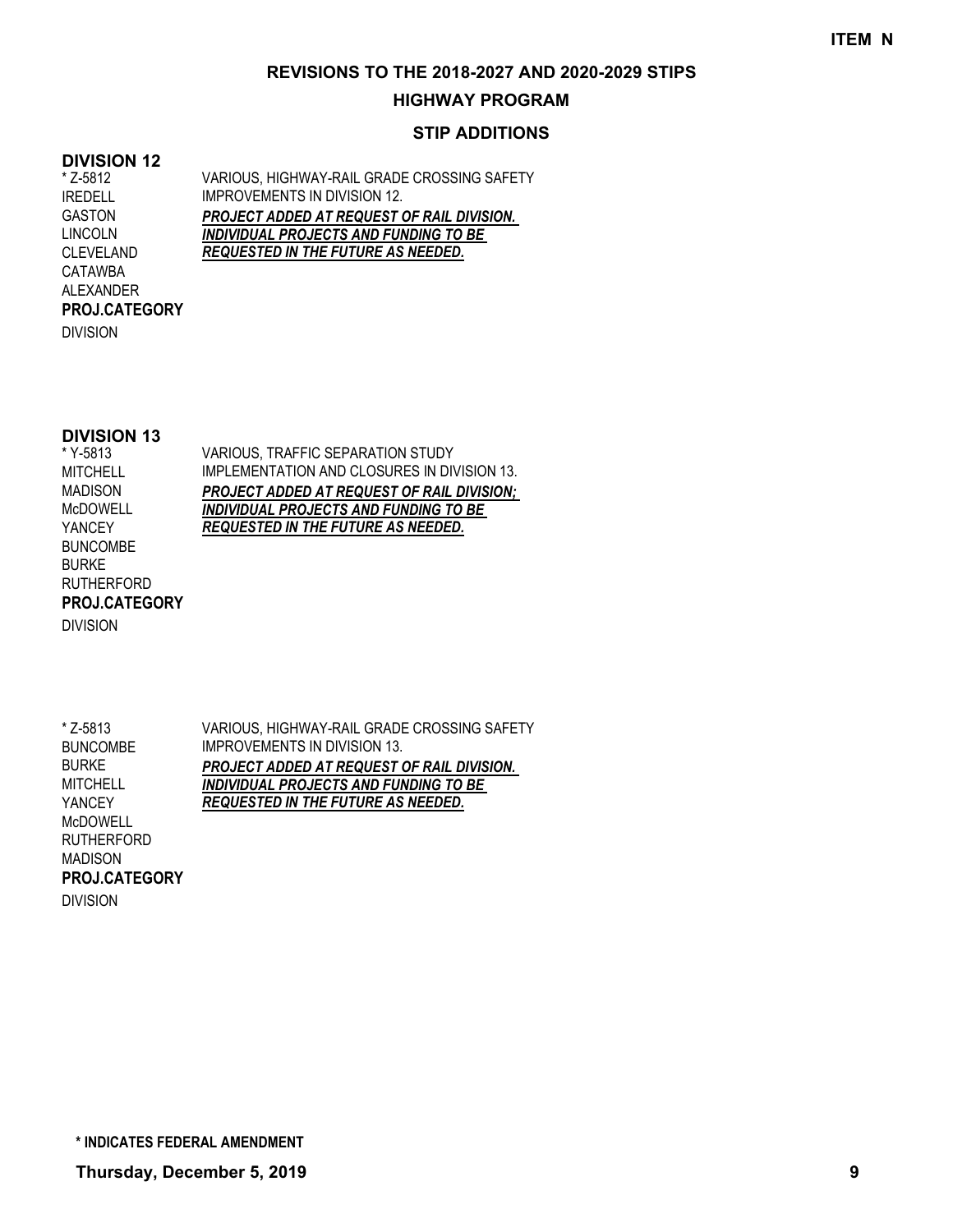**ITEM N**

## REVISIONS TO THE 2018-2027 AND 2020-2029 STIPS

## HIGHWAY PROGRAM

### STIP ADDITIONS

### DIVISION 12

| | |
|---|---|
| * Z-5812 | VARIOUS, HIGHWAY-RAIL GRADE CROSSING SAFETY IMPROVEMENTS IN DIVISION 12. |
| IREDELL<br>GASTON<br>LINCOLN<br>CLEVELAND<br>CATAWBA<br>ALEXANDER | ***PROJECT ADDED AT REQUEST OF RAIL DIVISION. INDIVIDUAL PROJECTS AND FUNDING TO BE REQUESTED IN THE FUTURE AS NEEDED.*** |
| **PROJ.CATEGORY** | |
| DIVISION | |

### DIVISION 13

| | |
|---|---|
| * Y-5813 | VARIOUS, TRAFFIC SEPARATION STUDY IMPLEMENTATION AND CLOSURES IN DIVISION 13. |
| MITCHELL<br>MADISON<br>McDOWELL<br>YANCEY<br>BUNCOMBE<br>BURKE<br>RUTHERFORD | ***PROJECT ADDED AT REQUEST OF RAIL DIVISION; INDIVIDUAL PROJECTS AND FUNDING TO BE REQUESTED IN THE FUTURE AS NEEDED.*** |
| **PROJ.CATEGORY** | |
| DIVISION | |

| | |
|---|---|
| * Z-5813 | VARIOUS, HIGHWAY-RAIL GRADE CROSSING SAFETY IMPROVEMENTS IN DIVISION 13. |
| BUNCOMBE<br>BURKE<br>MITCHELL<br>YANCEY<br>McDOWELL<br>RUTHERFORD<br>MADISON | ***PROJECT ADDED AT REQUEST OF RAIL DIVISION. INDIVIDUAL PROJECTS AND FUNDING TO BE REQUESTED IN THE FUTURE AS NEEDED.*** |
| **PROJ.CATEGORY** | |
| DIVISION | |

**\* INDICATES FEDERAL AMENDMENT**

**Thursday, December 5, 2019**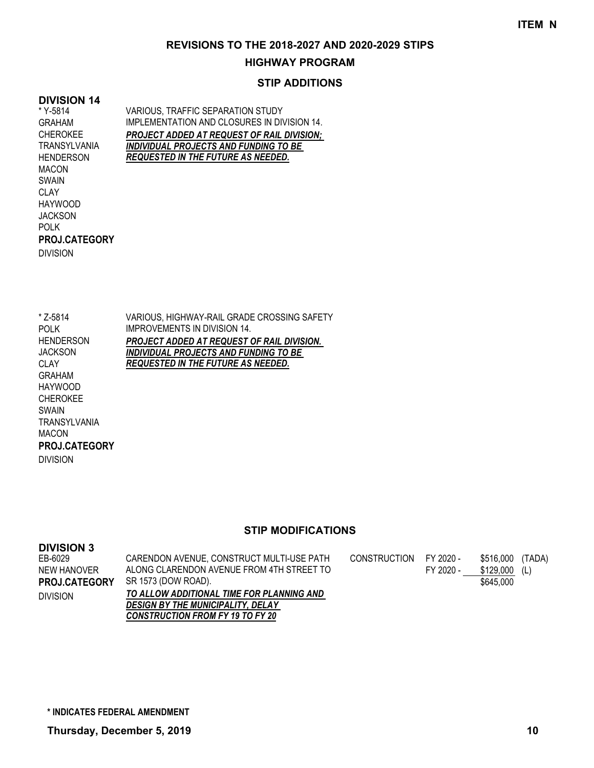**ITEM N**

# REVISIONS TO THE 2018-2027 AND 2020-2029 STIPS

## HIGHWAY PROGRAM

### STIP ADDITIONS

**DIVISION 14**

* Y-5814
GRAHAM
CHEROKEE
TRANSYLVANIA
HENDERSON
MACON
SWAIN
CLAY
HAYWOOD
JACKSON
POLK
**PROJ.CATEGORY**
DIVISION

VARIOUS, TRAFFIC SEPARATION STUDY IMPLEMENTATION AND CLOSURES IN DIVISION 14.
***PROJECT ADDED AT REQUEST OF RAIL DIVISION; INDIVIDUAL PROJECTS AND FUNDING TO BE REQUESTED IN THE FUTURE AS NEEDED.***

* Z-5814
POLK
HENDERSON
JACKSON
CLAY
GRAHAM
HAYWOOD
CHEROKEE
SWAIN
TRANSYLVANIA
MACON
**PROJ.CATEGORY**
DIVISION

VARIOUS, HIGHWAY-RAIL GRADE CROSSING SAFETY IMPROVEMENTS IN DIVISION 14.
***PROJECT ADDED AT REQUEST OF RAIL DIVISION. INDIVIDUAL PROJECTS AND FUNDING TO BE REQUESTED IN THE FUTURE AS NEEDED.***

### STIP MODIFICATIONS

**DIVISION 3**

EB-6029
NEW HANOVER
**PROJ.CATEGORY**
DIVISION

CARENDON AVENUE, CONSTRUCT MULTI-USE PATH ALONG CLARENDON AVENUE FROM 4TH STREET TO SR 1573 (DOW ROAD).
***TO ALLOW ADDITIONAL TIME FOR PLANNING AND DESIGN BY THE MUNICIPALITY, DELAY CONSTRUCTION FROM FY 19 TO FY 20***

| | | | |
|---|---|---|---|
| CONSTRUCTION | FY 2020 - | $516,000 | (TADA) |
| | FY 2020 - | $129,000 | (L) |
| | | $645,000 | |

**\* INDICATES FEDERAL AMENDMENT**

**Thursday, December 5, 2019**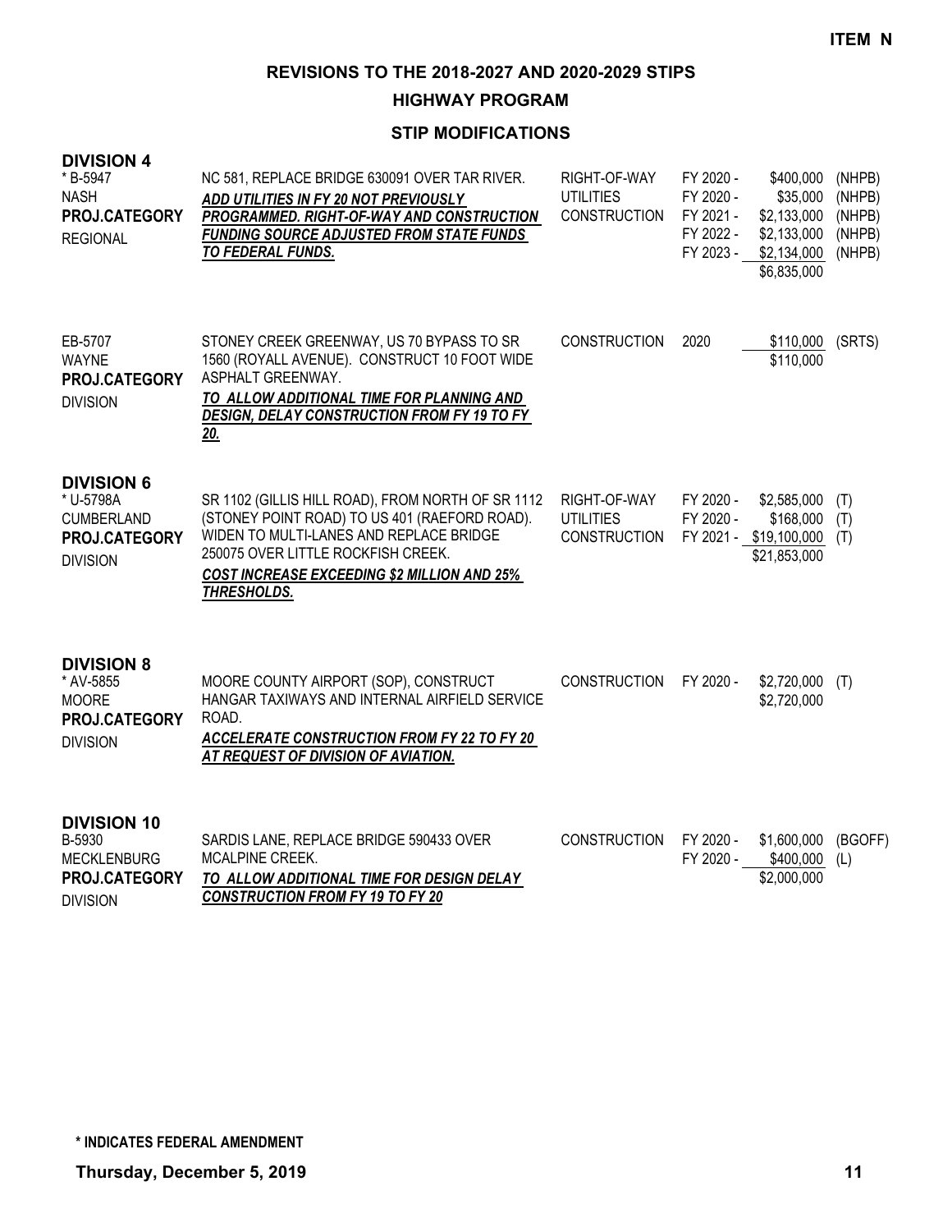ITEM N

# REVISIONS TO THE 2018-2027 AND 2020-2029 STIPS

## HIGHWAY PROGRAM

### STIP MODIFICATIONS

**DIVISION 4**

| Project | Description | Phase | Year | Amount | Funding |
|---|---|---|---|---|---|
| * B-5947<br>NASH<br>**PROJ.CATEGORY**<br>REGIONAL | NC 581, REPLACE BRIDGE 630091 OVER TAR RIVER.<br>***ADD UTILITIES IN FY 20 NOT PREVIOUSLY PROGRAMMED. RIGHT-OF-WAY AND CONSTRUCTION FUNDING SOURCE ADJUSTED FROM STATE FUNDS TO FEDERAL FUNDS.*** | RIGHT-OF-WAY | FY 2020 - | $400,000 | (NHPB) |
| | | UTILITIES | FY 2020 - | $35,000 | (NHPB) |
| | | CONSTRUCTION | FY 2021 - | $2,133,000 | (NHPB) |
| | | | FY 2022 - | $2,133,000 | (NHPB) |
| | | | FY 2023 - | $2,134,000 | (NHPB) |
| | | | | $6,835,000 | |
| EB-5707<br>WAYNE<br>**PROJ.CATEGORY**<br>DIVISION | STONEY CREEK GREENWAY, US 70 BYPASS TO SR 1560 (ROYALL AVENUE). CONSTRUCT 10 FOOT WIDE ASPHALT GREENWAY.<br>***TO ALLOW ADDITIONAL TIME FOR PLANNING AND DESIGN, DELAY CONSTRUCTION FROM FY 19 TO FY 20.*** | CONSTRUCTION | 2020 | $110,000 | (SRTS) |
| | | | | $110,000 | |

**DIVISION 6**

| Project | Description | Phase | Year | Amount | Funding |
|---|---|---|---|---|---|
| * U-5798A<br>CUMBERLAND<br>**PROJ.CATEGORY**<br>DIVISION | SR 1102 (GILLIS HILL ROAD), FROM NORTH OF SR 1112 (STONEY POINT ROAD) TO US 401 (RAEFORD ROAD). WIDEN TO MULTI-LANES AND REPLACE BRIDGE 250075 OVER LITTLE ROCKFISH CREEK.<br>***COST INCREASE EXCEEDING $2 MILLION AND 25% THRESHOLDS.*** | RIGHT-OF-WAY | FY 2020 - | $2,585,000 | (T) |
| | | UTILITIES | FY 2020 - | $168,000 | (T) |
| | | CONSTRUCTION | FY 2021 - | $19,100,000 | (T) |
| | | | | $21,853,000 | |

**DIVISION 8**

| Project | Description | Phase | Year | Amount | Funding |
|---|---|---|---|---|---|
| * AV-5855<br>MOORE<br>**PROJ.CATEGORY**<br>DIVISION | MOORE COUNTY AIRPORT (SOP), CONSTRUCT HANGAR TAXIWAYS AND INTERNAL AIRFIELD SERVICE ROAD.<br>***ACCELERATE CONSTRUCTION FROM FY 22 TO FY 20 AT REQUEST OF DIVISION OF AVIATION.*** | CONSTRUCTION | FY 2020 - | $2,720,000 | (T) |
| | | | | $2,720,000 | |

**DIVISION 10**

| Project | Description | Phase | Year | Amount | Funding |
|---|---|---|---|---|---|
| B-5930<br>MECKLENBURG<br>**PROJ.CATEGORY**<br>DIVISION | SARDIS LANE, REPLACE BRIDGE 590433 OVER MCALPINE CREEK.<br>***TO ALLOW ADDITIONAL TIME FOR DESIGN DELAY CONSTRUCTION FROM FY 19 TO FY 20*** | CONSTRUCTION | FY 2020 - | $1,600,000 | (BGOFF) |
| | | | FY 2020 - | $400,000 | (L) |
| | | | | $2,000,000 | |

**\* INDICATES FEDERAL AMENDMENT**

**Thursday, December 5, 2019**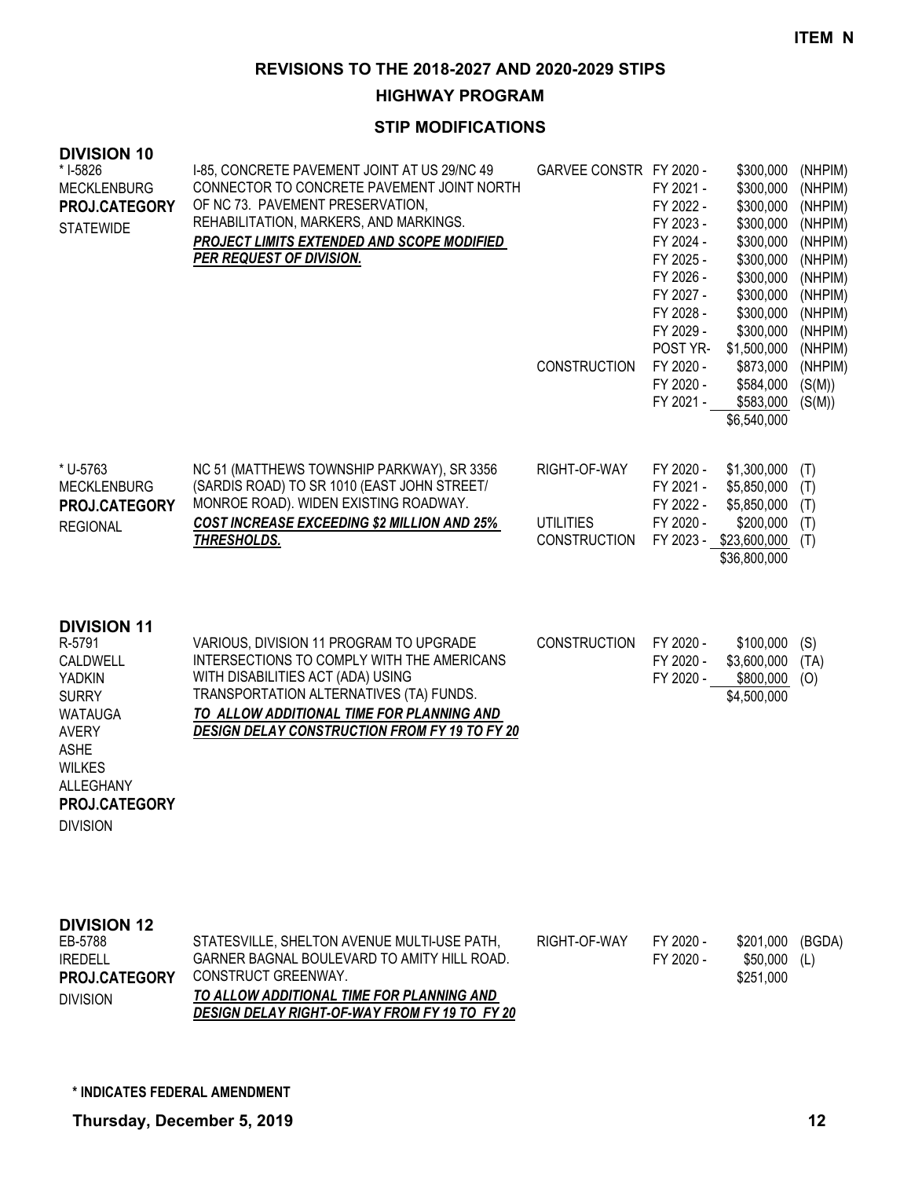**ITEM N**

## REVISIONS TO THE 2018-2027 AND 2020-2029 STIPS

### HIGHWAY PROGRAM

### STIP MODIFICATIONS

**DIVISION 10**

| Project | Description | Phase | Year | Amount | Fund |
|---|---|---|---|---|---|
| * I-5826<br>MECKLENBURG<br>**PROJ.CATEGORY**<br>STATEWIDE | I-85, CONCRETE PAVEMENT JOINT AT US 29/NC 49 CONNECTOR TO CONCRETE PAVEMENT JOINT NORTH OF NC 73. PAVEMENT PRESERVATION, REHABILITATION, MARKERS, AND MARKINGS.<br>***PROJECT LIMITS EXTENDED AND SCOPE MODIFIED PER REQUEST OF DIVISION.*** | GARVEE CONSTR | FY 2020 - | $300,000 | (NHPIM) |
| | | | FY 2021 - | $300,000 | (NHPIM) |
| | | | FY 2022 - | $300,000 | (NHPIM) |
| | | | FY 2023 - | $300,000 | (NHPIM) |
| | | | FY 2024 - | $300,000 | (NHPIM) |
| | | | FY 2025 - | $300,000 | (NHPIM) |
| | | | FY 2026 - | $300,000 | (NHPIM) |
| | | | FY 2027 - | $300,000 | (NHPIM) |
| | | | FY 2028 - | $300,000 | (NHPIM) |
| | | | FY 2029 - | $300,000 | (NHPIM) |
| | | | POST YR- | $1,500,000 | (NHPIM) |
| | | CONSTRUCTION | FY 2020 - | $873,000 | (NHPIM) |
| | | | FY 2020 - | $584,000 | (S(M)) |
| | | | FY 2021 - | $583,000 | (S(M)) |
| | | | | $6,540,000 | |
| * U-5763<br>MECKLENBURG<br>**PROJ.CATEGORY**<br>REGIONAL | NC 51 (MATTHEWS TOWNSHIP PARKWAY), SR 3356 (SARDIS ROAD) TO SR 1010 (EAST JOHN STREET/ MONROE ROAD). WIDEN EXISTING ROADWAY.<br>***COST INCREASE EXCEEDING $2 MILLION AND 25% THRESHOLDS.*** | RIGHT-OF-WAY | FY 2020 - | $1,300,000 | (T) |
| | | | FY 2021 - | $5,850,000 | (T) |
| | | | FY 2022 - | $5,850,000 | (T) |
| | | UTILITIES | FY 2020 - | $200,000 | (T) |
| | | CONSTRUCTION | FY 2023 - | $23,600,000 | (T) |
| | | | | $36,800,000 | |

**DIVISION 11**

| Project | Description | Phase | Year | Amount | Fund |
|---|---|---|---|---|---|
| R-5791<br>CALDWELL<br>YADKIN<br>SURRY<br>WATAUGA<br>AVERY<br>ASHE<br>WILKES<br>ALLEGHANY<br>**PROJ.CATEGORY**<br>DIVISION | VARIOUS, DIVISION 11 PROGRAM TO UPGRADE INTERSECTIONS TO COMPLY WITH THE AMERICANS WITH DISABILITIES ACT (ADA) USING TRANSPORTATION ALTERNATIVES (TA) FUNDS.<br>***TO ALLOW ADDITIONAL TIME FOR PLANNING AND DESIGN DELAY CONSTRUCTION FROM FY 19 TO FY 20*** | CONSTRUCTION | FY 2020 - | $100,000 | (S) |
| | | | FY 2020 - | $3,600,000 | (TA) |
| | | | FY 2020 - | $800,000 | (O) |
| | | | | $4,500,000 | |

**DIVISION 12**

| Project | Description | Phase | Year | Amount | Fund |
|---|---|---|---|---|---|
| EB-5788<br>IREDELL<br>**PROJ.CATEGORY**<br>DIVISION | STATESVILLE, SHELTON AVENUE MULTI-USE PATH, GARNER BAGNAL BOULEVARD TO AMITY HILL ROAD. CONSTRUCT GREENWAY.<br>***TO ALLOW ADDITIONAL TIME FOR PLANNING AND DESIGN DELAY RIGHT-OF-WAY FROM FY 19 TO FY 20*** | RIGHT-OF-WAY | FY 2020 - | $201,000 | (BGDA) |
| | | | FY 2020 - | $50,000 | (L) |
| | | | | $251,000 | |

**\* INDICATES FEDERAL AMENDMENT**

**Thursday, December 5, 2019**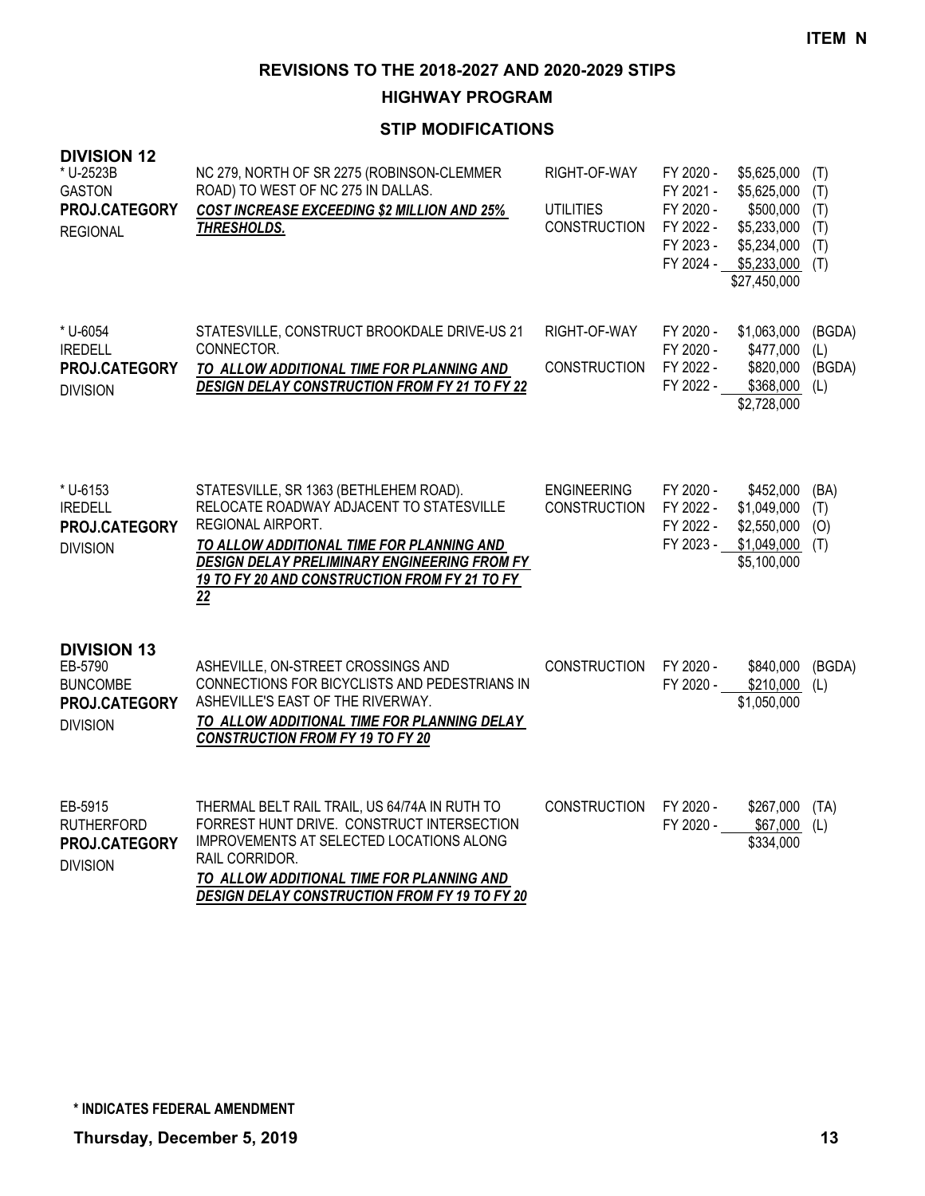**ITEM N**

## REVISIONS TO THE 2018-2027 AND 2020-2029 STIPS

### HIGHWAY PROGRAM

### STIP MODIFICATIONS

### DIVISION 12

| Project | Description | Phase | Year | Amount | Source |
|---|---|---|---|---|---|
| * U-2523B<br>GASTON<br>**PROJ.CATEGORY**<br>REGIONAL | NC 279, NORTH OF SR 2275 (ROBINSON-CLEMMER ROAD) TO WEST OF NC 275 IN DALLAS.<br>***COST INCREASE EXCEEDING $2 MILLION AND 25% THRESHOLDS.*** | RIGHT-OF-WAY | FY 2020 - | $5,625,000 | (T) |
| | | | FY 2021 - | $5,625,000 | (T) |
| | | UTILITIES | FY 2020 - | $500,000 | (T) |
| | | CONSTRUCTION | FY 2022 - | $5,233,000 | (T) |
| | | | FY 2023 - | $5,234,000 | (T) |
| | | | FY 2024 - | $5,233,000 | (T) |
| | | | | $27,450,000 | |
| * U-6054<br>IREDELL<br>**PROJ.CATEGORY**<br>DIVISION | STATESVILLE, CONSTRUCT BROOKDALE DRIVE-US 21 CONNECTOR.<br>***TO ALLOW ADDITIONAL TIME FOR PLANNING AND DESIGN DELAY CONSTRUCTION FROM FY 21 TO FY 22*** | RIGHT-OF-WAY | FY 2020 - | $1,063,000 | (BGDA) |
| | | | FY 2020 - | $477,000 | (L) |
| | | CONSTRUCTION | FY 2022 - | $820,000 | (BGDA) |
| | | | FY 2022 - | $368,000 | (L) |
| | | | | $2,728,000 | |
| * U-6153<br>IREDELL<br>**PROJ.CATEGORY**<br>DIVISION | STATESVILLE, SR 1363 (BETHLEHEM ROAD). RELOCATE ROADWAY ADJACENT TO STATESVILLE REGIONAL AIRPORT.<br>***TO ALLOW ADDITIONAL TIME FOR PLANNING AND DESIGN DELAY PRELIMINARY ENGINEERING FROM FY 19 TO FY 20 AND CONSTRUCTION FROM FY 21 TO FY 22*** | ENGINEERING | FY 2020 - | $452,000 | (BA) |
| | | CONSTRUCTION | FY 2022 - | $1,049,000 | (T) |
| | | | FY 2022 - | $2,550,000 | (O) |
| | | | FY 2023 - | $1,049,000 | (T) |
| | | | | $5,100,000 | |

### DIVISION 13

| Project | Description | Phase | Year | Amount | Source |
|---|---|---|---|---|---|
| EB-5790<br>BUNCOMBE<br>**PROJ.CATEGORY**<br>DIVISION | ASHEVILLE, ON-STREET CROSSINGS AND CONNECTIONS FOR BICYCLISTS AND PEDESTRIANS IN ASHEVILLE'S EAST OF THE RIVERWAY.<br>***TO ALLOW ADDITIONAL TIME FOR PLANNING DELAY CONSTRUCTION FROM FY 19 TO FY 20*** | CONSTRUCTION | FY 2020 - | $840,000 | (BGDA) |
| | | | FY 2020 - | $210,000 | (L) |
| | | | | $1,050,000 | |
| EB-5915<br>RUTHERFORD<br>**PROJ.CATEGORY**<br>DIVISION | THERMAL BELT RAIL TRAIL, US 64/74A IN RUTH TO FORREST HUNT DRIVE. CONSTRUCT INTERSECTION IMPROVEMENTS AT SELECTED LOCATIONS ALONG RAIL CORRIDOR.<br>***TO ALLOW ADDITIONAL TIME FOR PLANNING AND DESIGN DELAY CONSTRUCTION FROM FY 19 TO FY 20*** | CONSTRUCTION | FY 2020 - | $267,000 | (TA) |
| | | | FY 2020 - | $67,000 | (L) |
| | | | | $334,000 | |

**\* INDICATES FEDERAL AMENDMENT**

**Thursday, December 5, 2019**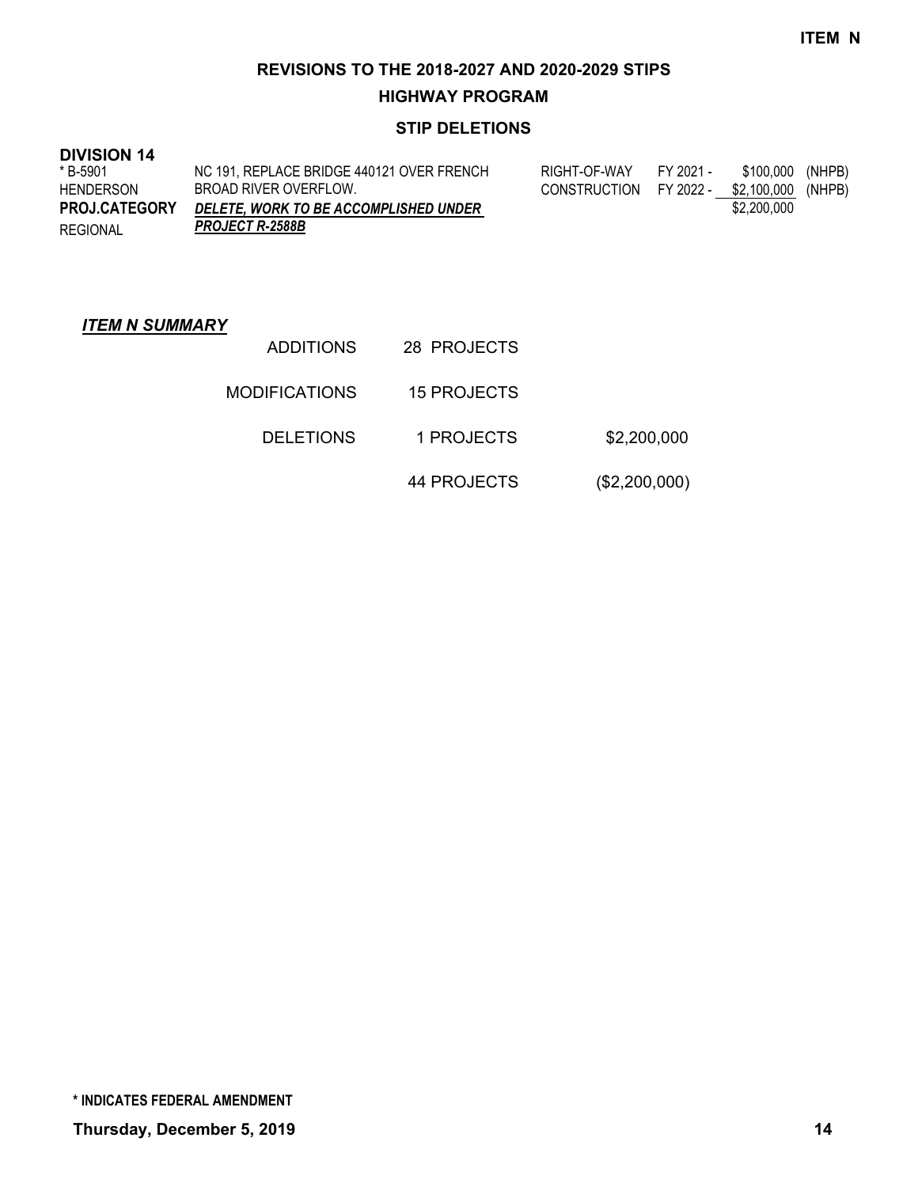**ITEM N**

## REVISIONS TO THE 2018-2027 AND 2020-2029 STIPS

## HIGHWAY PROGRAM

### STIP DELETIONS

**DIVISION 14**

| | | | | | |
|---|---|---|---|---|---|
| * B-5901 | NC 191, REPLACE BRIDGE 440121 OVER FRENCH | RIGHT-OF-WAY | FY 2021 - | $100,000 | (NHPB) |
| HENDERSON | BROAD RIVER OVERFLOW. | CONSTRUCTION | FY 2022 - | $2,100,000 | (NHPB) |
| **PROJ.CATEGORY** | ***DELETE, WORK TO BE ACCOMPLISHED UNDER*** | | | $2,200,000 | |
| REGIONAL | ***PROJECT R-2588B*** | | | | |

***ITEM N SUMMARY***

| | | |
|---|---|---|
| ADDITIONS | 28 PROJECTS | |
| MODIFICATIONS | 15 PROJECTS | |
| DELETIONS | 1 PROJECTS | $2,200,000 |
| | 44 PROJECTS | ($2,200,000) |

**\* INDICATES FEDERAL AMENDMENT**

**Thursday, December 5, 2019**